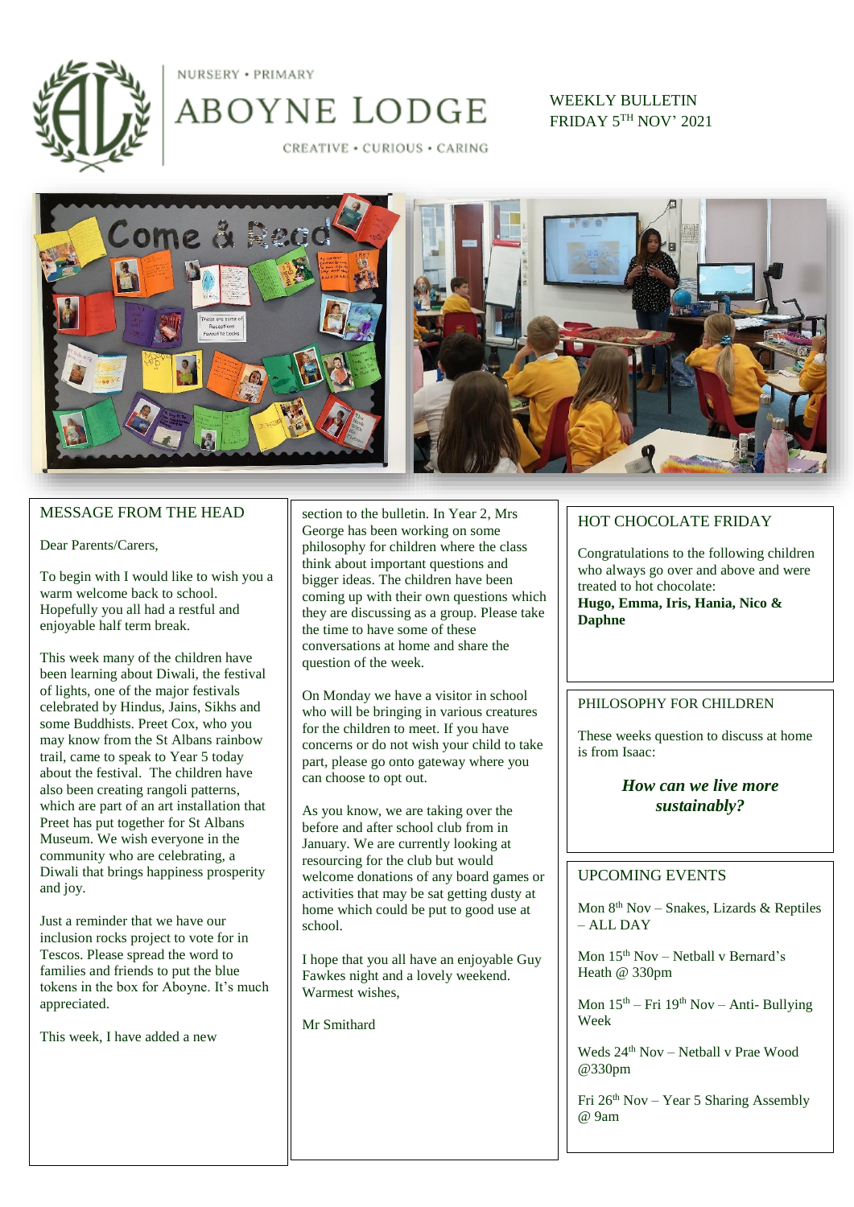NURSERY • PRIMARY

# ABOYNE LODGE

CREATIVE • CURIOUS • CARING

WEEKLY BULLETIN
FRIDAY 5TH NOV' 2021

## MESSAGE FROM THE HEAD

Dear Parents/Carers,

To begin with I would like to wish you a warm welcome back to school. Hopefully you all had a restful and enjoyable half term break.

This week many of the children have been learning about Diwali, the festival of lights, one of the major festivals celebrated by Hindus, Jains, Sikhs and some Buddhists. Preet Cox, who you may know from the St Albans rainbow trail, came to speak to Year 5 today about the festival. The children have also been creating rangoli patterns, which are part of an art installation that Preet has put together for St Albans Museum. We wish everyone in the community who are celebrating, a Diwali that brings happiness prosperity and joy.

Just a reminder that we have our inclusion rocks project to vote for in Tescos. Please spread the word to families and friends to put the blue tokens in the box for Aboyne. It's much appreciated.

This week, I have added a new section to the bulletin. In Year 2, Mrs George has been working on some philosophy for children where the class think about important questions and bigger ideas. The children have been coming up with their own questions which they are discussing as a group. Please take the time to have some of these conversations at home and share the question of the week.

On Monday we have a visitor in school who will be bringing in various creatures for the children to meet. If you have concerns or do not wish your child to take part, please go onto gateway where you can choose to opt out.

As you know, we are taking over the before and after school club from in January. We are currently looking at resourcing for the club but would welcome donations of any board games or activities that may be sat getting dusty at home which could be put to good use at school.

I hope that you all have an enjoyable Guy Fawkes night and a lovely weekend.
Warmest wishes,

Mr Smithard

## HOT CHOCOLATE FRIDAY

Congratulations to the following children who always go over and above and were treated to hot chocolate:
**Hugo, Emma, Iris, Hania, Nico & Daphne**

## PHILOSOPHY FOR CHILDREN

These weeks question to discuss at home is from Isaac:

***How can we live more sustainably?***

## UPCOMING EVENTS

Mon 8th Nov – Snakes, Lizards & Reptiles – ALL DAY

Mon 15th Nov – Netball v Bernard's Heath @ 330pm

Mon 15th – Fri 19th Nov – Anti- Bullying Week

Weds 24th Nov – Netball v Prae Wood @330pm

Fri 26th Nov – Year 5 Sharing Assembly @ 9am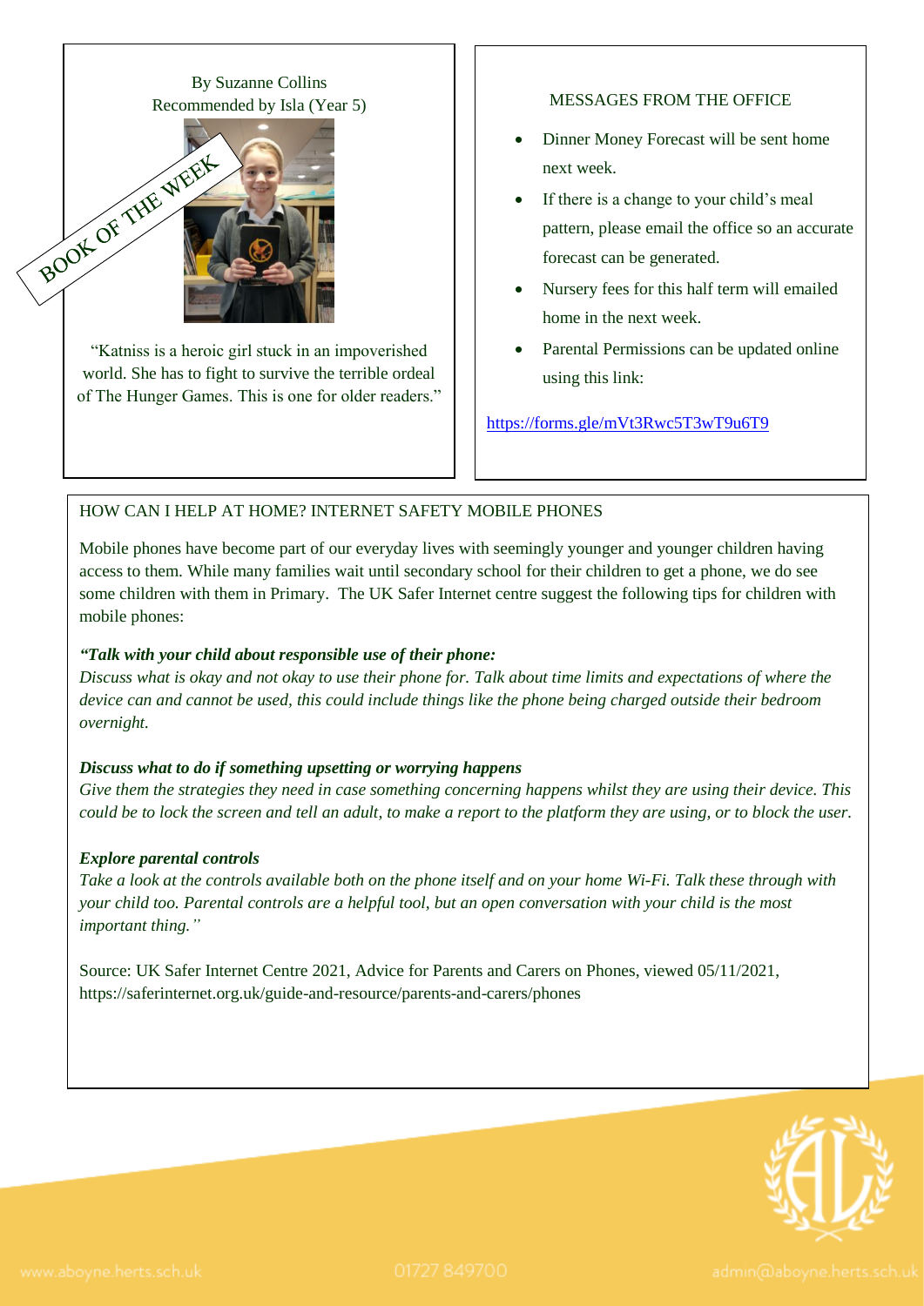## BOOK OF THE WEEK

By Suzanne Collins
Recommended by Isla (Year 5)

"Katniss is a heroic girl stuck in an impoverished world. She has to fight to survive the terrible ordeal of The Hunger Games. This is one for older readers."

## MESSAGES FROM THE OFFICE

- Dinner Money Forecast will be sent home next week.
- If there is a change to your child's meal pattern, please email the office so an accurate forecast can be generated.
- Nursery fees for this half term will emailed home in the next week.
- Parental Permissions can be updated online using this link:

https://forms.gle/mVt3Rwc5T3wT9u6T9

## HOW CAN I HELP AT HOME? INTERNET SAFETY MOBILE PHONES

Mobile phones have become part of our everyday lives with seemingly younger and younger children having access to them. While many families wait until secondary school for their children to get a phone, we do see some children with them in Primary. The UK Safer Internet centre suggest the following tips for children with mobile phones:

***"Talk with your child about responsible use of their phone:***
*Discuss what is okay and not okay to use their phone for. Talk about time limits and expectations of where the device can and cannot be used, this could include things like the phone being charged outside their bedroom overnight.*

***Discuss what to do if something upsetting or worrying happens***
*Give them the strategies they need in case something concerning happens whilst they are using their device. This could be to lock the screen and tell an adult, to make a report to the platform they are using, or to block the user.*

***Explore parental controls***
*Take a look at the controls available both on the phone itself and on your home Wi-Fi. Talk these through with your child too. Parental controls are a helpful tool, but an open conversation with your child is the most important thing."*

Source: UK Safer Internet Centre 2021, Advice for Parents and Carers on Phones, viewed 05/11/2021, https://saferinternet.org.uk/guide-and-resource/parents-and-carers/phones